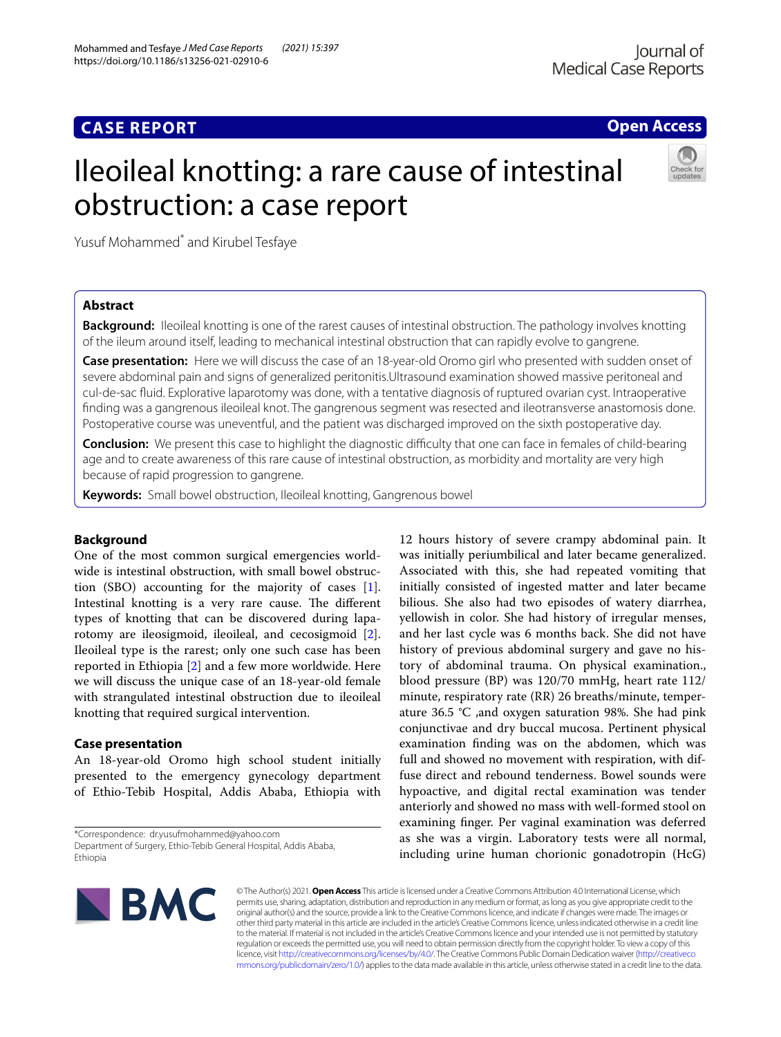# Ileoileal knotting: a rare cause of intestinal obstruction: a case report

Yusuf Mohammed* and Kirubel Tesfaye

## Abstract

**Background:** Ileoileal knotting is one of the rarest causes of intestinal obstruction. The pathology involves knotting of the ileum around itself, leading to mechanical intestinal obstruction that can rapidly evolve to gangrene.

**Case presentation:** Here we will discuss the case of an 18-year-old Oromo girl who presented with sudden onset of severe abdominal pain and signs of generalized peritonitis.Ultrasound examination showed massive peritoneal and cul-de-sac fluid. Explorative laparotomy was done, with a tentative diagnosis of ruptured ovarian cyst. Intraoperative finding was a gangrenous ileoileal knot. The gangrenous segment was resected and ileotransverse anastomosis done. Postoperative course was uneventful, and the patient was discharged improved on the sixth postoperative day.

**Conclusion:** We present this case to highlight the diagnostic difficulty that one can face in females of child-bearing age and to create awareness of this rare cause of intestinal obstruction, as morbidity and mortality are very high because of rapid progression to gangrene.

**Keywords:** Small bowel obstruction, Ileoileal knotting, Gangrenous bowel

## Background

One of the most common surgical emergencies worldwide is intestinal obstruction, with small bowel obstruction (SBO) accounting for the majority of cases [1]. Intestinal knotting is a very rare cause. The different types of knotting that can be discovered during laparotomy are ileosigmoid, ileoileal, and cecosigmoid [2]. Ileoileal type is the rarest; only one such case has been reported in Ethiopia [2] and a few more worldwide. Here we will discuss the unique case of an 18-year-old female with strangulated intestinal obstruction due to ileoileal knotting that required surgical intervention.

## Case presentation

An 18-year-old Oromo high school student initially presented to the emergency gynecology department of Ethio-Tebib Hospital, Addis Ababa, Ethiopia with 12 hours history of severe crampy abdominal pain. It was initially periumbilical and later became generalized. Associated with this, she had repeated vomiting that initially consisted of ingested matter and later became bilious. She also had two episodes of watery diarrhea, yellowish in color. She had history of irregular menses, and her last cycle was 6 months back. She did not have history of previous abdominal surgery and gave no history of abdominal trauma. On physical examination., blood pressure (BP) was 120/70 mmHg, heart rate 112/minute, respiratory rate (RR) 26 breaths/minute, temperature 36.5 °C ,and oxygen saturation 98%. She had pink conjunctivae and dry buccal mucosa. Pertinent physical examination finding was on the abdomen, which was full and showed no movement with respiration, with diffuse direct and rebound tenderness. Bowel sounds were hypoactive, and digital rectal examination was tender anteriorly and showed no mass with well-formed stool on examining finger. Per vaginal examination was deferred as she was a virgin. Laboratory tests were all normal, including urine human chorionic gonadotropin (HcG)

*Correspondence: dr.yusufmohammed@yahoo.com
Department of Surgery, Ethio-Tebib General Hospital, Addis Ababa, Ethiopia

© The Author(s) 2021. **Open Access** This article is licensed under a Creative Commons Attribution 4.0 International License, which permits use, sharing, adaptation, distribution and reproduction in any medium or format, as long as you give appropriate credit to the original author(s) and the source, provide a link to the Creative Commons licence, and indicate if changes were made. The images or other third party material in this article are included in the article's Creative Commons licence, unless indicated otherwise in a credit line to the material. If material is not included in the article's Creative Commons licence and your intended use is not permitted by statutory regulation or exceeds the permitted use, you will need to obtain permission directly from the copyright holder. To view a copy of this licence, visit http://creativecommons.org/licenses/by/4.0/. The Creative Commons Public Domain Dedication waiver (http://creativecommons.org/publicdomain/zero/1.0/) applies to the data made available in this article, unless otherwise stated in a credit line to the data.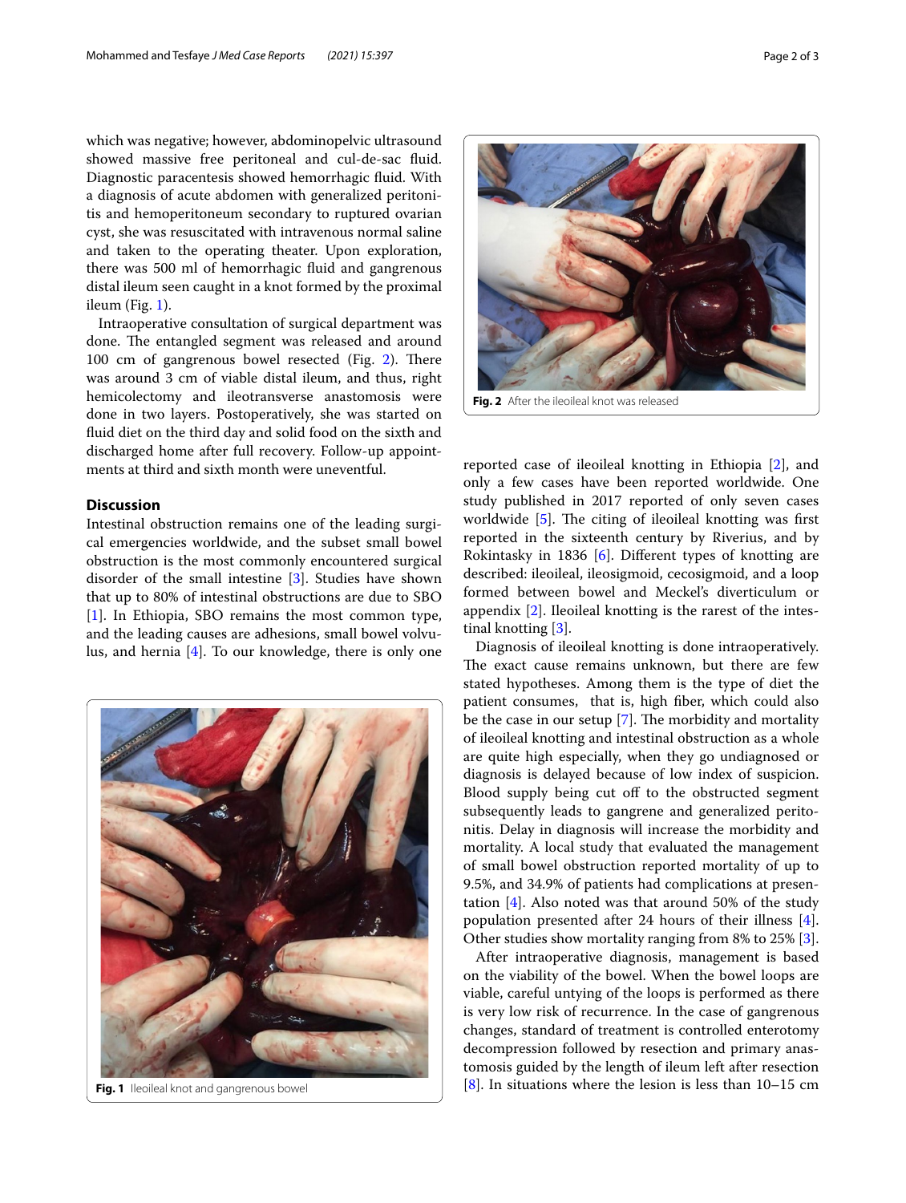which was negative; however, abdominopelvic ultrasound showed massive free peritoneal and cul-de-sac fluid. Diagnostic paracentesis showed hemorrhagic fluid. With a diagnosis of acute abdomen with generalized peritonitis and hemoperitoneum secondary to ruptured ovarian cyst, she was resuscitated with intravenous normal saline and taken to the operating theater. Upon exploration, there was 500 ml of hemorrhagic fluid and gangrenous distal ileum seen caught in a knot formed by the proximal ileum (Fig. 1).

Intraoperative consultation of surgical department was done. The entangled segment was released and around 100 cm of gangrenous bowel resected (Fig. 2). There was around 3 cm of viable distal ileum, and thus, right hemicolectomy and ileotransverse anastomosis were done in two layers. Postoperatively, she was started on fluid diet on the third day and solid food on the sixth and discharged home after full recovery. Follow-up appointments at third and sixth month were uneventful.

**Fig. 1** Ileoileal knot and gangrenous bowel

**Fig. 2** After the ileoileal knot was released

## Discussion

Intestinal obstruction remains one of the leading surgical emergencies worldwide, and the subset small bowel obstruction is the most commonly encountered surgical disorder of the small intestine [3]. Studies have shown that up to 80% of intestinal obstructions are due to SBO [1]. In Ethiopia, SBO remains the most common type, and the leading causes are adhesions, small bowel volvulus, and hernia [4]. To our knowledge, there is only one reported case of ileoileal knotting in Ethiopia [2], and only a few cases have been reported worldwide. One study published in 2017 reported of only seven cases worldwide [5]. The citing of ileoileal knotting was first reported in the sixteenth century by Riverius, and by Rokintasky in 1836 [6]. Different types of knotting are described: ileoileal, ileosigmoid, cecosigmoid, and a loop formed between bowel and Meckel's diverticulum or appendix [2]. Ileoileal knotting is the rarest of the intestinal knotting [3].

Diagnosis of ileoileal knotting is done intraoperatively. The exact cause remains unknown, but there are few stated hypotheses. Among them is the type of diet the patient consumes, that is, high fiber, which could also be the case in our setup [7]. The morbidity and mortality of ileoileal knotting and intestinal obstruction as a whole are quite high especially, when they go undiagnosed or diagnosis is delayed because of low index of suspicion. Blood supply being cut off to the obstructed segment subsequently leads to gangrene and generalized peritonitis. Delay in diagnosis will increase the morbidity and mortality. A local study that evaluated the management of small bowel obstruction reported mortality of up to 9.5%, and 34.9% of patients had complications at presentation [4]. Also noted was that around 50% of the study population presented after 24 hours of their illness [4]. Other studies show mortality ranging from 8% to 25% [3].

After intraoperative diagnosis, management is based on the viability of the bowel. When the bowel loops are viable, careful untying of the loops is performed as there is very low risk of recurrence. In the case of gangrenous changes, standard of treatment is controlled enterotomy decompression followed by resection and primary anastomosis guided by the length of ileum left after resection [8]. In situations where the lesion is less than 10–15 cm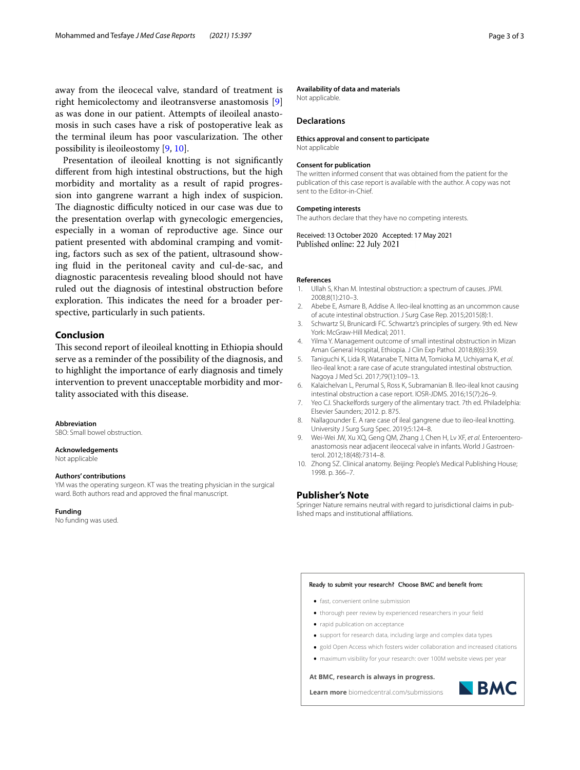away from the ileocecal valve, standard of treatment is right hemicolectomy and ileotransverse anastomosis [9] as was done in our patient. Attempts of ileoileal anastomosis in such cases have a risk of postoperative leak as the terminal ileum has poor vascularization. The other possibility is ileoileostomy [9, 10].

Presentation of ileoileal knotting is not significantly different from high intestinal obstructions, but the high morbidity and mortality as a result of rapid progression into gangrene warrant a high index of suspicion. The diagnostic difficulty noticed in our case was due to the presentation overlap with gynecologic emergencies, especially in a woman of reproductive age. Since our patient presented with abdominal cramping and vomiting, factors such as sex of the patient, ultrasound showing fluid in the peritoneal cavity and cul-de-sac, and diagnostic paracentesis revealing blood should not have ruled out the diagnosis of intestinal obstruction before exploration. This indicates the need for a broader perspective, particularly in such patients.

## Conclusion

This second report of ileoileal knotting in Ethiopia should serve as a reminder of the possibility of the diagnosis, and to highlight the importance of early diagnosis and timely intervention to prevent unacceptable morbidity and mortality associated with this disease.

**Abbreviation**
SBO: Small bowel obstruction.

**Acknowledgements**
Not applicable

**Authors' contributions**
YM was the operating surgeon. KT was the treating physician in the surgical ward. Both authors read and approved the final manuscript.

**Funding**
No funding was used.

**Availability of data and materials**
Not applicable.

## Declarations

**Ethics approval and consent to participate**
Not applicable

**Consent for publication**
The written informed consent that was obtained from the patient for the publication of this case report is available with the author. A copy was not sent to the Editor-in-Chief.

**Competing interests**
The authors declare that they have no competing interests.

Received: 13 October 2020 Accepted: 17 May 2021
Published online: 22 July 2021

**References**

1. Ullah S, Khan M. Intestinal obstruction: a spectrum of causes. JPMI. 2008;8(1):210–3.
2. Abebe E, Asmare B, Addise A. Ileo-ileal knotting as an uncommon cause of acute intestinal obstruction. J Surg Case Rep. 2015;2015(8):1.
3. Schwartz SI, Brunicardi FC. Schwartz's principles of surgery. 9th ed. New York: McGraw-Hill Medical; 2011.
4. Yilma Y. Management outcome of small intestinal obstruction in Mizan Aman General Hospital, Ethiopia. J Clin Exp Pathol. 2018;8(6):359.
5. Taniguchi K, Lida R, Watanabe T, Nitta M, Tomioka M, Uchiyama K, *et al*. Ileo-ileal knot: a rare case of acute strangulated intestinal obstruction. Nagoya J Med Sci. 2017;79(1):109–13.
6. Kalaichelvan L, Perumal S, Ross K, Subramanian B. Ileo-ileal knot causing intestinal obstruction a case report. IOSR-JDMS. 2016;15(7):26–9.
7. Yeo CJ. Shackelfords surgery of the alimentary tract. 7th ed. Philadelphia: Elsevier Saunders; 2012. p. 875.
8. Nallagounder E. A rare case of ileal gangrene due to ileo-ileal knotting. University J Surg Surg Spec. 2019;5:124–8.
9. Wei-Wei JW, Xu XQ, Geng QM, Zhang J, Chen H, Lv XF, *et al*. Enteroenteroanastomosis near adjacent ileocecal valve in infants. World J Gastroenterol. 2012;18(48):7314–8.
10. Zhong SZ. Clinical anatomy. Beijing: People's Medical Publishing House; 1998. p. 366–7.

## Publisher's Note

Springer Nature remains neutral with regard to jurisdictional claims in published maps and institutional affiliations.

Ready to submit your research? Choose BMC and benefit from:

- fast, convenient online submission
- thorough peer review by experienced researchers in your field
- rapid publication on acceptance
- support for research data, including large and complex data types
- gold Open Access which fosters wider collaboration and increased citations
- maximum visibility for your research: over 100M website views per year

**At BMC, research is always in progress.**

**Learn more** biomedcentral.com/submissions

BMC